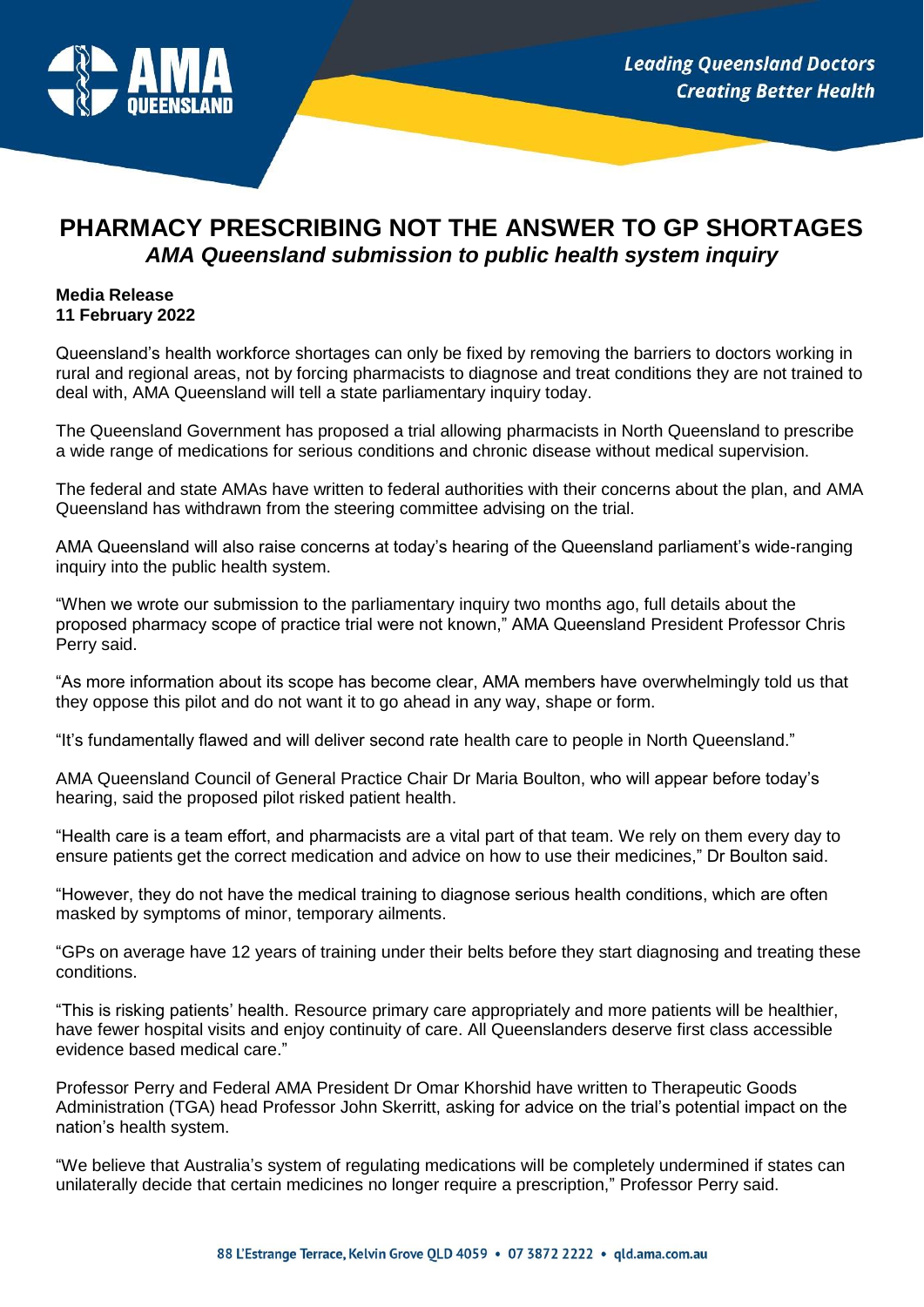# PHARMACY PRESCRIBING NOT THE ANSWER TO GP SHORTAGES

## *AMA Queensland submission to public health system inquiry*

**Media Release**
**11 February 2022**

Queensland's health workforce shortages can only be fixed by removing the barriers to doctors working in rural and regional areas, not by forcing pharmacists to diagnose and treat conditions they are not trained to deal with, AMA Queensland will tell a state parliamentary inquiry today.

The Queensland Government has proposed a trial allowing pharmacists in North Queensland to prescribe a wide range of medications for serious conditions and chronic disease without medical supervision.

The federal and state AMAs have written to federal authorities with their concerns about the plan, and AMA Queensland has withdrawn from the steering committee advising on the trial.

AMA Queensland will also raise concerns at today's hearing of the Queensland parliament's wide-ranging inquiry into the public health system.

"When we wrote our submission to the parliamentary inquiry two months ago, full details about the proposed pharmacy scope of practice trial were not known," AMA Queensland President Professor Chris Perry said.

"As more information about its scope has become clear, AMA members have overwhelmingly told us that they oppose this pilot and do not want it to go ahead in any way, shape or form.

"It's fundamentally flawed and will deliver second rate health care to people in North Queensland."

AMA Queensland Council of General Practice Chair Dr Maria Boulton, who will appear before today's hearing, said the proposed pilot risked patient health.

"Health care is a team effort, and pharmacists are a vital part of that team. We rely on them every day to ensure patients get the correct medication and advice on how to use their medicines," Dr Boulton said.

"However, they do not have the medical training to diagnose serious health conditions, which are often masked by symptoms of minor, temporary ailments.

"GPs on average have 12 years of training under their belts before they start diagnosing and treating these conditions.

"This is risking patients' health. Resource primary care appropriately and more patients will be healthier, have fewer hospital visits and enjoy continuity of care. All Queenslanders deserve first class accessible evidence based medical care."

Professor Perry and Federal AMA President Dr Omar Khorshid have written to Therapeutic Goods Administration (TGA) head Professor John Skerritt, asking for advice on the trial's potential impact on the nation's health system.

"We believe that Australia's system of regulating medications will be completely undermined if states can unilaterally decide that certain medicines no longer require a prescription," Professor Perry said.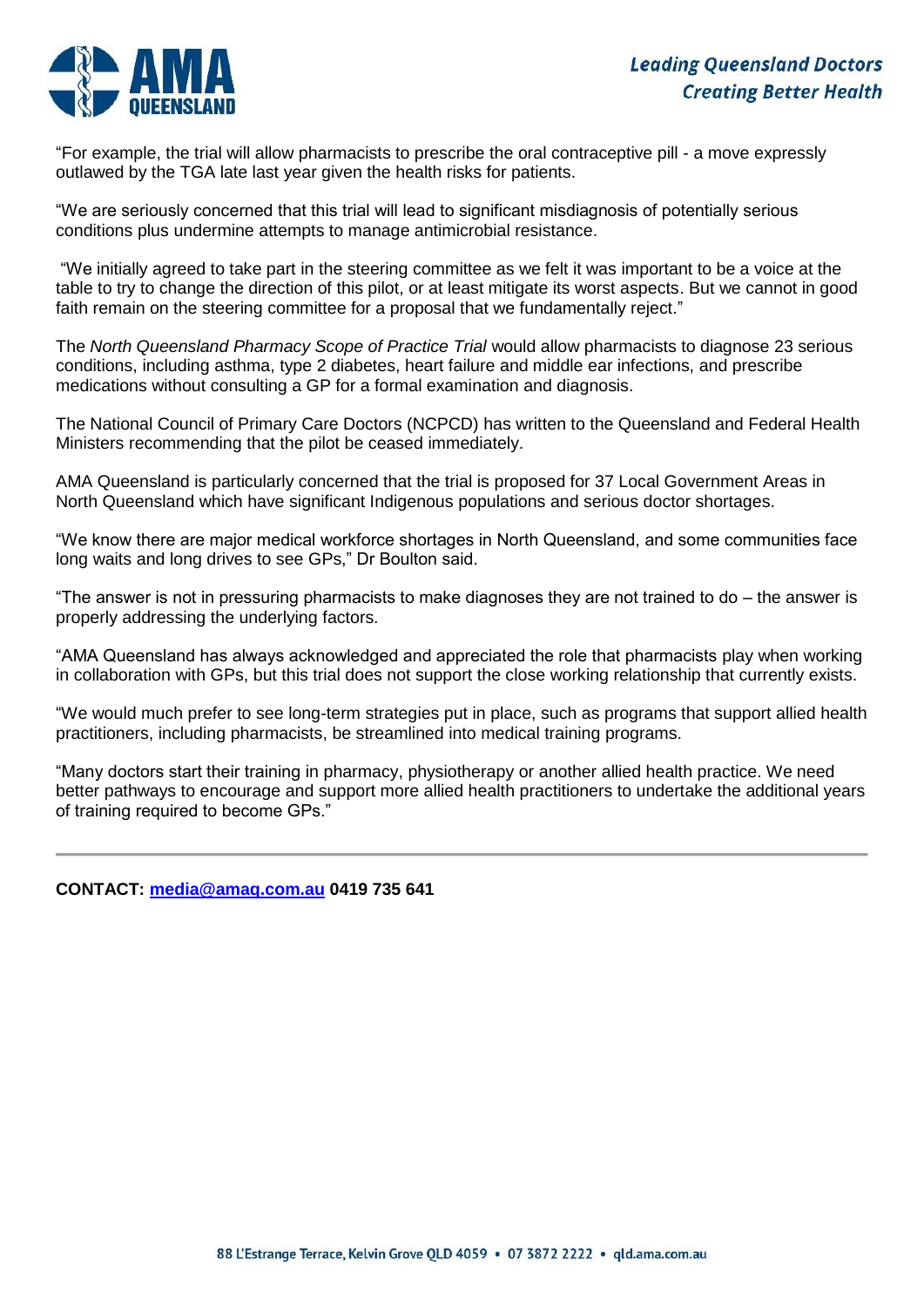"For example, the trial will allow pharmacists to prescribe the oral contraceptive pill - a move expressly outlawed by the TGA late last year given the health risks for patients.

"We are seriously concerned that this trial will lead to significant misdiagnosis of potentially serious conditions plus undermine attempts to manage antimicrobial resistance.

"We initially agreed to take part in the steering committee as we felt it was important to be a voice at the table to try to change the direction of this pilot, or at least mitigate its worst aspects. But we cannot in good faith remain on the steering committee for a proposal that we fundamentally reject."

The *North Queensland Pharmacy Scope of Practice Trial* would allow pharmacists to diagnose 23 serious conditions, including asthma, type 2 diabetes, heart failure and middle ear infections, and prescribe medications without consulting a GP for a formal examination and diagnosis.

The National Council of Primary Care Doctors (NCPCD) has written to the Queensland and Federal Health Ministers recommending that the pilot be ceased immediately.

AMA Queensland is particularly concerned that the trial is proposed for 37 Local Government Areas in North Queensland which have significant Indigenous populations and serious doctor shortages.

"We know there are major medical workforce shortages in North Queensland, and some communities face long waits and long drives to see GPs," Dr Boulton said.

"The answer is not in pressuring pharmacists to make diagnoses they are not trained to do – the answer is properly addressing the underlying factors.

"AMA Queensland has always acknowledged and appreciated the role that pharmacists play when working in collaboration with GPs, but this trial does not support the close working relationship that currently exists.

"We would much prefer to see long-term strategies put in place, such as programs that support allied health practitioners, including pharmacists, be streamlined into medical training programs.

"Many doctors start their training in pharmacy, physiotherapy or another allied health practice. We need better pathways to encourage and support more allied health practitioners to undertake the additional years of training required to become GPs."

---

**CONTACT: media@amaq.com.au 0419 735 641**